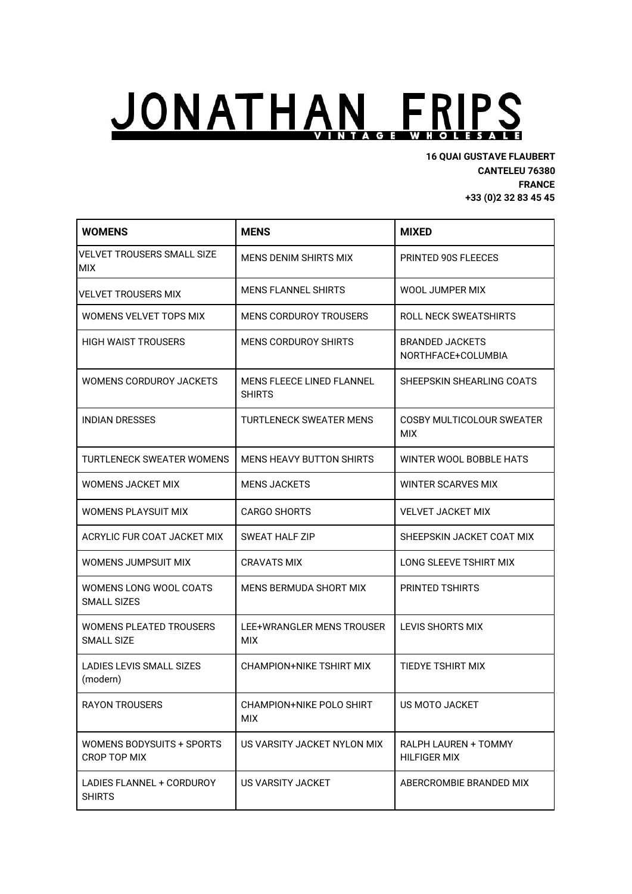# JONATHAN FRIPS

VINTAGE WHOLESALE

**16 QUAI GUSTAVE FLAUBERT**
**CANTELEU 76380**
**FRANCE**
**+33 (0)2 32 83 45 45**

| WOMENS | MENS | MIXED |
|---|---|---|
| VELVET TROUSERS SMALL SIZE MIX | MENS DENIM SHIRTS MIX | PRINTED 90S FLEECES |
| VELVET TROUSERS MIX | MENS FLANNEL SHIRTS | WOOL JUMPER MIX |
| WOMENS VELVET TOPS MIX | MENS CORDUROY TROUSERS | ROLL NECK SWEATSHIRTS |
| HIGH WAIST TROUSERS | MENS CORDUROY SHIRTS | BRANDED JACKETS NORTHFACE+COLUMBIA |
| WOMENS CORDUROY JACKETS | MENS FLEECE LINED FLANNEL SHIRTS | SHEEPSKIN SHEARLING COATS |
| INDIAN DRESSES | TURTLENECK SWEATER MENS | COSBY MULTICOLOUR SWEATER MIX |
| TURTLENECK SWEATER WOMENS | MENS HEAVY BUTTON SHIRTS | WINTER WOOL BOBBLE HATS |
| WOMENS JACKET MIX | MENS JACKETS | WINTER SCARVES MIX |
| WOMENS PLAYSUIT MIX | CARGO SHORTS | VELVET JACKET MIX |
| ACRYLIC FUR COAT JACKET MIX | SWEAT HALF ZIP | SHEEPSKIN JACKET COAT MIX |
| WOMENS JUMPSUIT MIX | CRAVATS MIX | LONG SLEEVE TSHIRT MIX |
| WOMENS LONG WOOL COATS SMALL SIZES | MENS BERMUDA SHORT MIX | PRINTED TSHIRTS |
| WOMENS PLEATED TROUSERS SMALL SIZE | LEE+WRANGLER MENS TROUSER MIX | LEVIS SHORTS MIX |
| LADIES LEVIS SMALL SIZES (modern) | CHAMPION+NIKE TSHIRT MIX | TIEDYE TSHIRT MIX |
| RAYON TROUSERS | CHAMPION+NIKE POLO SHIRT MIX | US MOTO JACKET |
| WOMENS BODYSUITS + SPORTS CROP TOP MIX | US VARSITY JACKET NYLON MIX | RALPH LAUREN + TOMMY HILFIGER MIX |
| LADIES FLANNEL + CORDUROY SHIRTS | US VARSITY JACKET | ABERCROMBIE BRANDED MIX |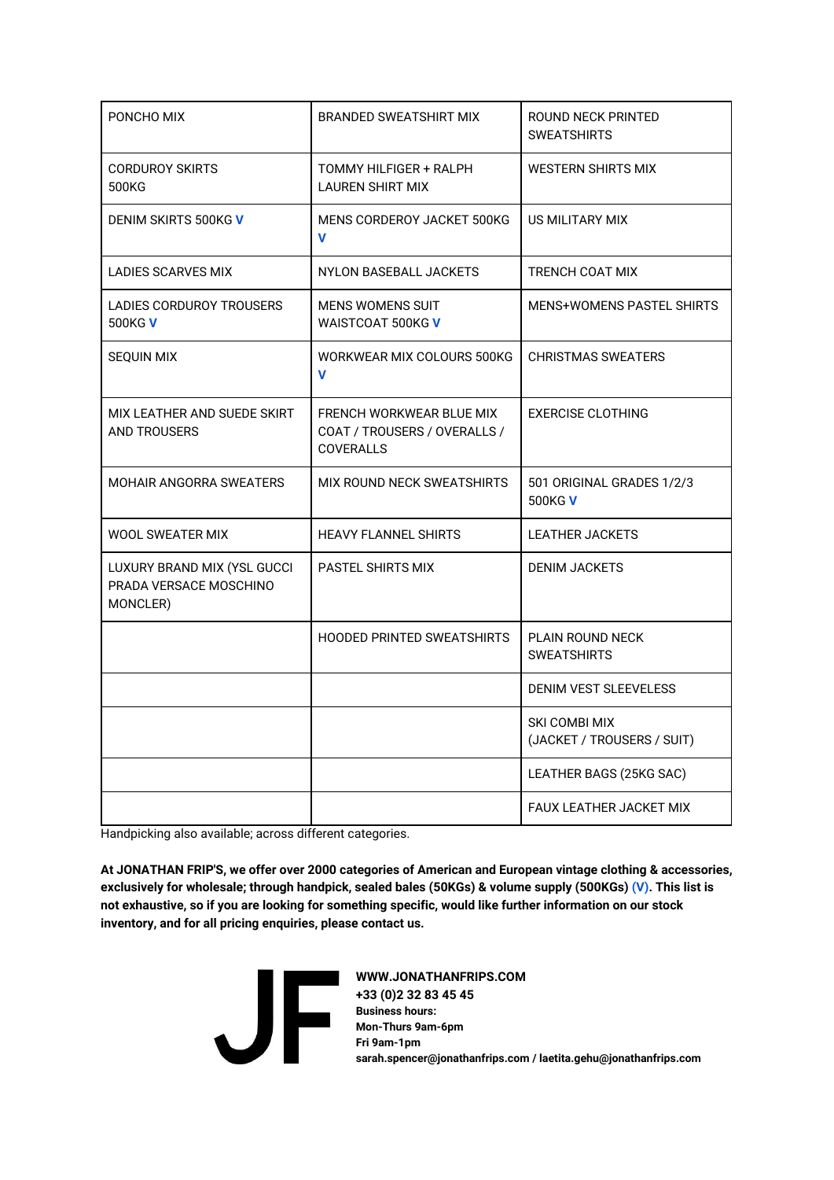| | | |
|---|---|---|
| PONCHO MIX | BRANDED SWEATSHIRT MIX | ROUND NECK PRINTED SWEATSHIRTS |
| CORDUROY SKIRTS 500KG | TOMMY HILFIGER + RALPH LAUREN SHIRT MIX | WESTERN SHIRTS MIX |
| DENIM SKIRTS 500KG **V** | MENS CORDEROY JACKET 500KG **V** | US MILITARY MIX |
| LADIES SCARVES MIX | NYLON BASEBALL JACKETS | TRENCH COAT MIX |
| LADIES CORDUROY TROUSERS 500KG **V** | MENS WOMENS SUIT WAISTCOAT 500KG **V** | MENS+WOMENS PASTEL SHIRTS |
| SEQUIN MIX | WORKWEAR MIX COLOURS 500KG **V** | CHRISTMAS SWEATERS |
| MIX LEATHER AND SUEDE SKIRT AND TROUSERS | FRENCH WORKWEAR BLUE MIX COAT / TROUSERS / OVERALLS / COVERALLS | EXERCISE CLOTHING |
| MOHAIR ANGORRA SWEATERS | MIX ROUND NECK SWEATSHIRTS | 501 ORIGINAL GRADES 1/2/3 500KG **V** |
| WOOL SWEATER MIX | HEAVY FLANNEL SHIRTS | LEATHER JACKETS |
| LUXURY BRAND MIX (YSL GUCCI PRADA VERSACE MOSCHINO MONCLER) | PASTEL SHIRTS MIX | DENIM JACKETS |
| | HOODED PRINTED SWEATSHIRTS | PLAIN ROUND NECK SWEATSHIRTS |
| | | DENIM VEST SLEEVELESS |
| | | SKI COMBI MIX (JACKET / TROUSERS / SUIT) |
| | | LEATHER BAGS (25KG SAC) |
| | | FAUX LEATHER JACKET MIX |

Handpicking also available; across different categories.

**At JONATHAN FRIP'S, we offer over 2000 categories of American and European vintage clothing & accessories, exclusively for wholesale; through handpick, sealed bales (50KGs) & volume supply (500KGs) (V). This list is not exhaustive, so if you are looking for something specific, would like further information on our stock inventory, and for all pricing enquiries, please contact us.**

JF

**WWW.JONATHANFRIPS.COM**
**+33 (0)2 32 83 45 45**
**Business hours:**
**Mon-Thurs 9am-6pm**
**Fri 9am-1pm**
**sarah.spencer@jonathanfrips.com / laetita.gehu@jonathanfrips.com**